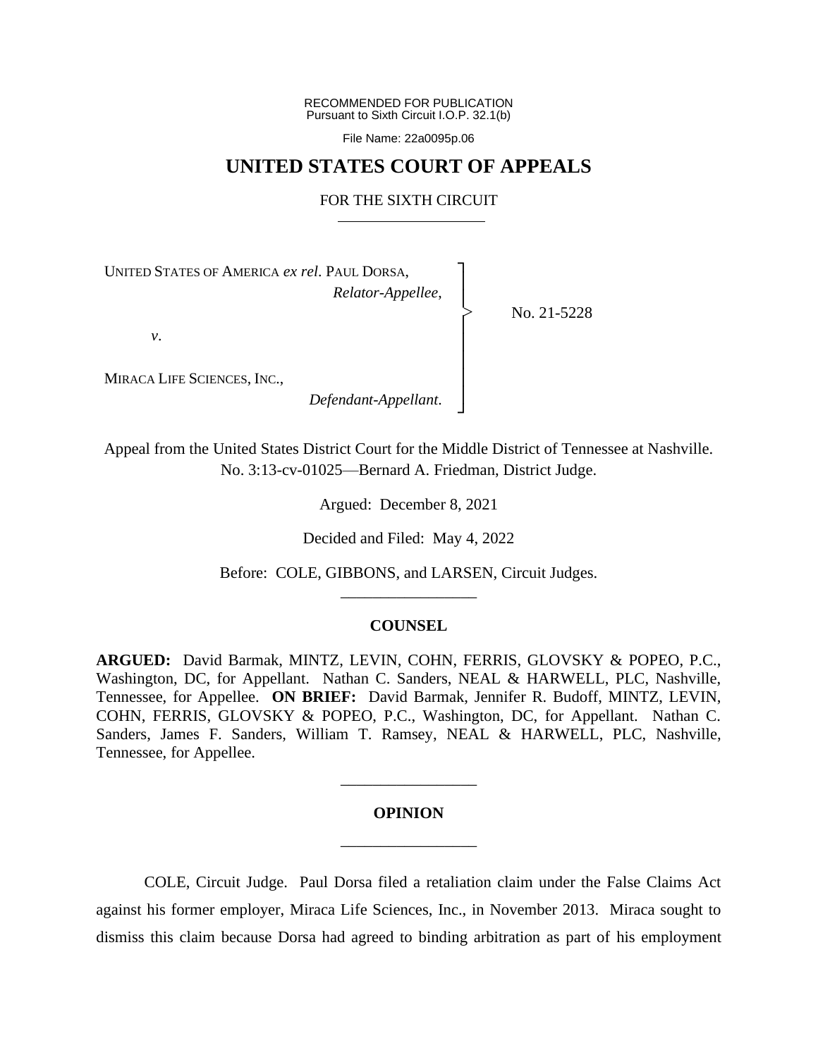RECOMMENDED FOR PUBLICATION
Pursuant to Sixth Circuit I.O.P. 32.1(b)

File Name: 22a0095p.06

# UNITED STATES COURT OF APPEALS

## FOR THE SIXTH CIRCUIT

UNITED STATES OF AMERICA *ex rel*. PAUL DORSA,
*Relator-Appellee*,

*v*.

MIRACA LIFE SCIENCES, INC.,
*Defendant-Appellant*.

No. 21-5228

Appeal from the United States District Court for the Middle District of Tennessee at Nashville.
No. 3:13-cv-01025—Bernard A. Friedman, District Judge.

Argued: December 8, 2021

Decided and Filed: May 4, 2022

Before: COLE, GIBBONS, and LARSEN, Circuit Judges.

---

## COUNSEL

**ARGUED:** David Barmak, MINTZ, LEVIN, COHN, FERRIS, GLOVSKY & POPEO, P.C., Washington, DC, for Appellant. Nathan C. Sanders, NEAL & HARWELL, PLC, Nashville, Tennessee, for Appellee. **ON BRIEF:** David Barmak, Jennifer R. Budoff, MINTZ, LEVIN, COHN, FERRIS, GLOVSKY & POPEO, P.C., Washington, DC, for Appellant. Nathan C. Sanders, James F. Sanders, William T. Ramsey, NEAL & HARWELL, PLC, Nashville, Tennessee, for Appellee.

---

## OPINION

---

COLE, Circuit Judge. Paul Dorsa filed a retaliation claim under the False Claims Act against his former employer, Miraca Life Sciences, Inc., in November 2013. Miraca sought to dismiss this claim because Dorsa had agreed to binding arbitration as part of his employment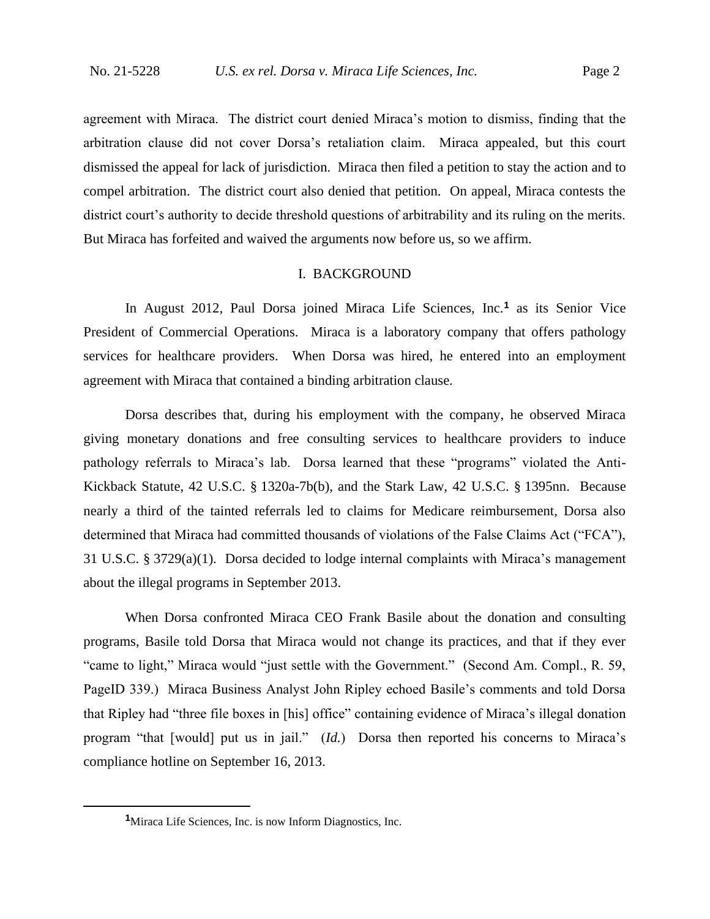agreement with Miraca. The district court denied Miraca's motion to dismiss, finding that the arbitration clause did not cover Dorsa's retaliation claim. Miraca appealed, but this court dismissed the appeal for lack of jurisdiction. Miraca then filed a petition to stay the action and to compel arbitration. The district court also denied that petition. On appeal, Miraca contests the district court's authority to decide threshold questions of arbitrability and its ruling on the merits. But Miraca has forfeited and waived the arguments now before us, so we affirm.

## I. BACKGROUND

In August 2012, Paul Dorsa joined Miraca Life Sciences, Inc.[1] as its Senior Vice President of Commercial Operations. Miraca is a laboratory company that offers pathology services for healthcare providers. When Dorsa was hired, he entered into an employment agreement with Miraca that contained a binding arbitration clause.

Dorsa describes that, during his employment with the company, he observed Miraca giving monetary donations and free consulting services to healthcare providers to induce pathology referrals to Miraca's lab. Dorsa learned that these "programs" violated the Anti-Kickback Statute, 42 U.S.C. § 1320a-7b(b), and the Stark Law, 42 U.S.C. § 1395nn. Because nearly a third of the tainted referrals led to claims for Medicare reimbursement, Dorsa also determined that Miraca had committed thousands of violations of the False Claims Act ("FCA"), 31 U.S.C. § 3729(a)(1). Dorsa decided to lodge internal complaints with Miraca's management about the illegal programs in September 2013.

When Dorsa confronted Miraca CEO Frank Basile about the donation and consulting programs, Basile told Dorsa that Miraca would not change its practices, and that if they ever "came to light," Miraca would "just settle with the Government." (Second Am. Compl., R. 59, PageID 339.) Miraca Business Analyst John Ripley echoed Basile's comments and told Dorsa that Ripley had "three file boxes in [his] office" containing evidence of Miraca's illegal donation program "that [would] put us in jail." (*Id.*) Dorsa then reported his concerns to Miraca's compliance hotline on September 16, 2013.

[1] Miraca Life Sciences, Inc. is now Inform Diagnostics, Inc.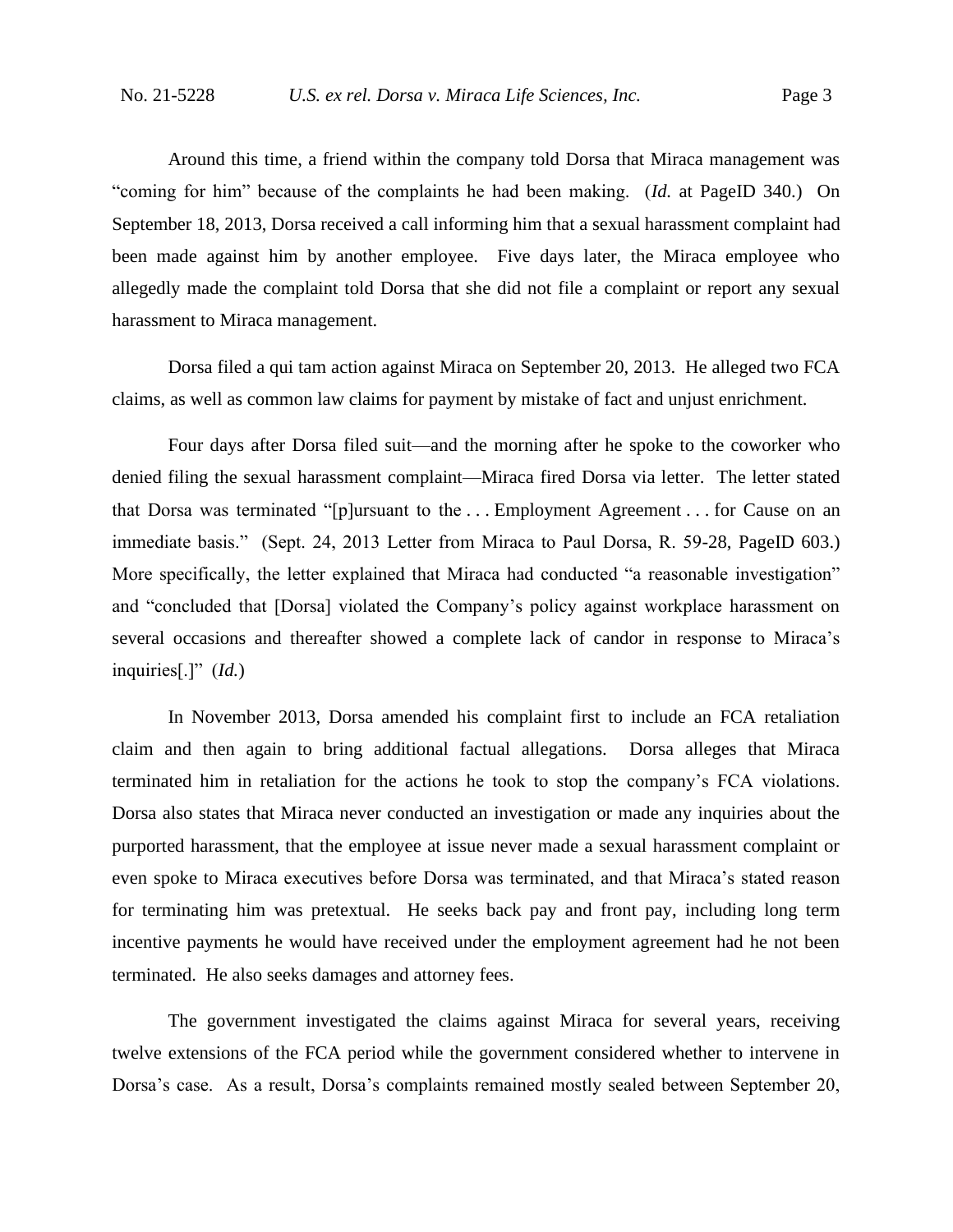Around this time, a friend within the company told Dorsa that Miraca management was "coming for him" because of the complaints he had been making. (*Id.* at PageID 340.) On September 18, 2013, Dorsa received a call informing him that a sexual harassment complaint had been made against him by another employee. Five days later, the Miraca employee who allegedly made the complaint told Dorsa that she did not file a complaint or report any sexual harassment to Miraca management.

Dorsa filed a qui tam action against Miraca on September 20, 2013. He alleged two FCA claims, as well as common law claims for payment by mistake of fact and unjust enrichment.

Four days after Dorsa filed suit—and the morning after he spoke to the coworker who denied filing the sexual harassment complaint—Miraca fired Dorsa via letter. The letter stated that Dorsa was terminated "[p]ursuant to the . . . Employment Agreement . . . for Cause on an immediate basis." (Sept. 24, 2013 Letter from Miraca to Paul Dorsa, R. 59-28, PageID 603.) More specifically, the letter explained that Miraca had conducted "a reasonable investigation" and "concluded that [Dorsa] violated the Company's policy against workplace harassment on several occasions and thereafter showed a complete lack of candor in response to Miraca's inquiries[.]" (*Id.*)

In November 2013, Dorsa amended his complaint first to include an FCA retaliation claim and then again to bring additional factual allegations. Dorsa alleges that Miraca terminated him in retaliation for the actions he took to stop the company's FCA violations. Dorsa also states that Miraca never conducted an investigation or made any inquiries about the purported harassment, that the employee at issue never made a sexual harassment complaint or even spoke to Miraca executives before Dorsa was terminated, and that Miraca's stated reason for terminating him was pretextual. He seeks back pay and front pay, including long term incentive payments he would have received under the employment agreement had he not been terminated. He also seeks damages and attorney fees.

The government investigated the claims against Miraca for several years, receiving twelve extensions of the FCA period while the government considered whether to intervene in Dorsa's case. As a result, Dorsa's complaints remained mostly sealed between September 20,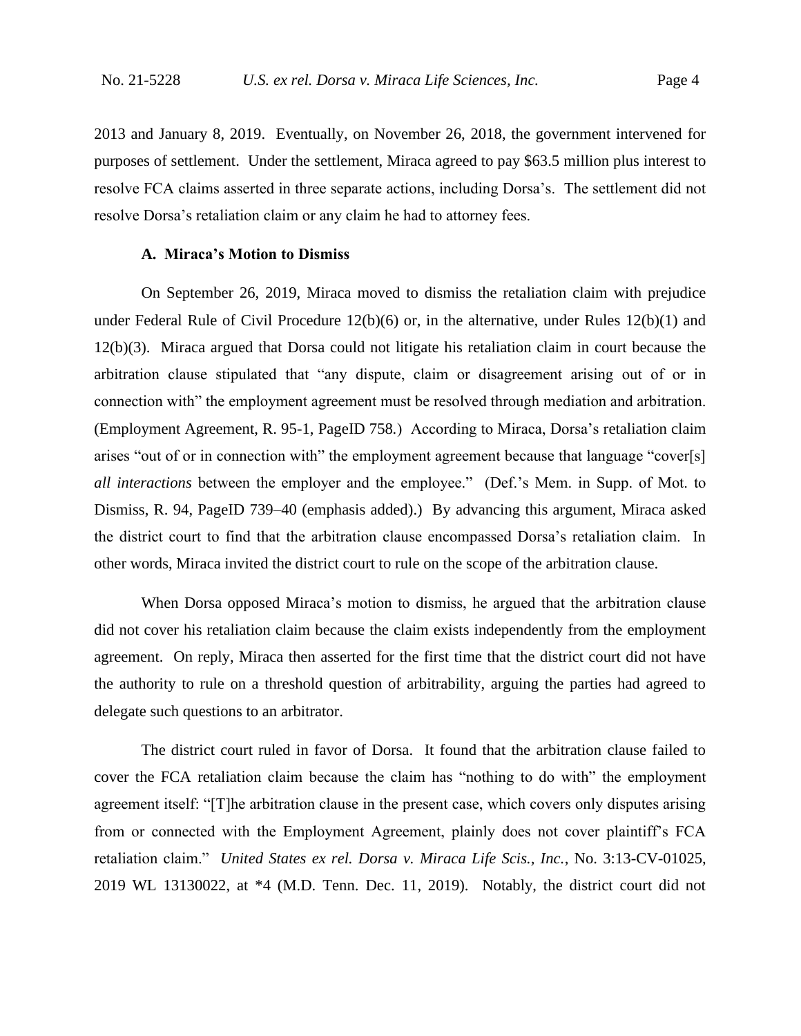2013 and January 8, 2019. Eventually, on November 26, 2018, the government intervened for purposes of settlement. Under the settlement, Miraca agreed to pay $63.5 million plus interest to resolve FCA claims asserted in three separate actions, including Dorsa's. The settlement did not resolve Dorsa's retaliation claim or any claim he had to attorney fees.

### A. Miraca's Motion to Dismiss

On September 26, 2019, Miraca moved to dismiss the retaliation claim with prejudice under Federal Rule of Civil Procedure 12(b)(6) or, in the alternative, under Rules 12(b)(1) and 12(b)(3). Miraca argued that Dorsa could not litigate his retaliation claim in court because the arbitration clause stipulated that "any dispute, claim or disagreement arising out of or in connection with" the employment agreement must be resolved through mediation and arbitration. (Employment Agreement, R. 95-1, PageID 758.) According to Miraca, Dorsa's retaliation claim arises "out of or in connection with" the employment agreement because that language "cover[s] *all interactions* between the employer and the employee." (Def.'s Mem. in Supp. of Mot. to Dismiss, R. 94, PageID 739–40 (emphasis added).) By advancing this argument, Miraca asked the district court to find that the arbitration clause encompassed Dorsa's retaliation claim. In other words, Miraca invited the district court to rule on the scope of the arbitration clause.

When Dorsa opposed Miraca's motion to dismiss, he argued that the arbitration clause did not cover his retaliation claim because the claim exists independently from the employment agreement. On reply, Miraca then asserted for the first time that the district court did not have the authority to rule on a threshold question of arbitrability, arguing the parties had agreed to delegate such questions to an arbitrator.

The district court ruled in favor of Dorsa. It found that the arbitration clause failed to cover the FCA retaliation claim because the claim has "nothing to do with" the employment agreement itself: "[T]he arbitration clause in the present case, which covers only disputes arising from or connected with the Employment Agreement, plainly does not cover plaintiff's FCA retaliation claim." *United States ex rel. Dorsa v. Miraca Life Scis., Inc.*, No. 3:13-CV-01025, 2019 WL 13130022, at *4 (M.D. Tenn. Dec. 11, 2019). Notably, the district court did not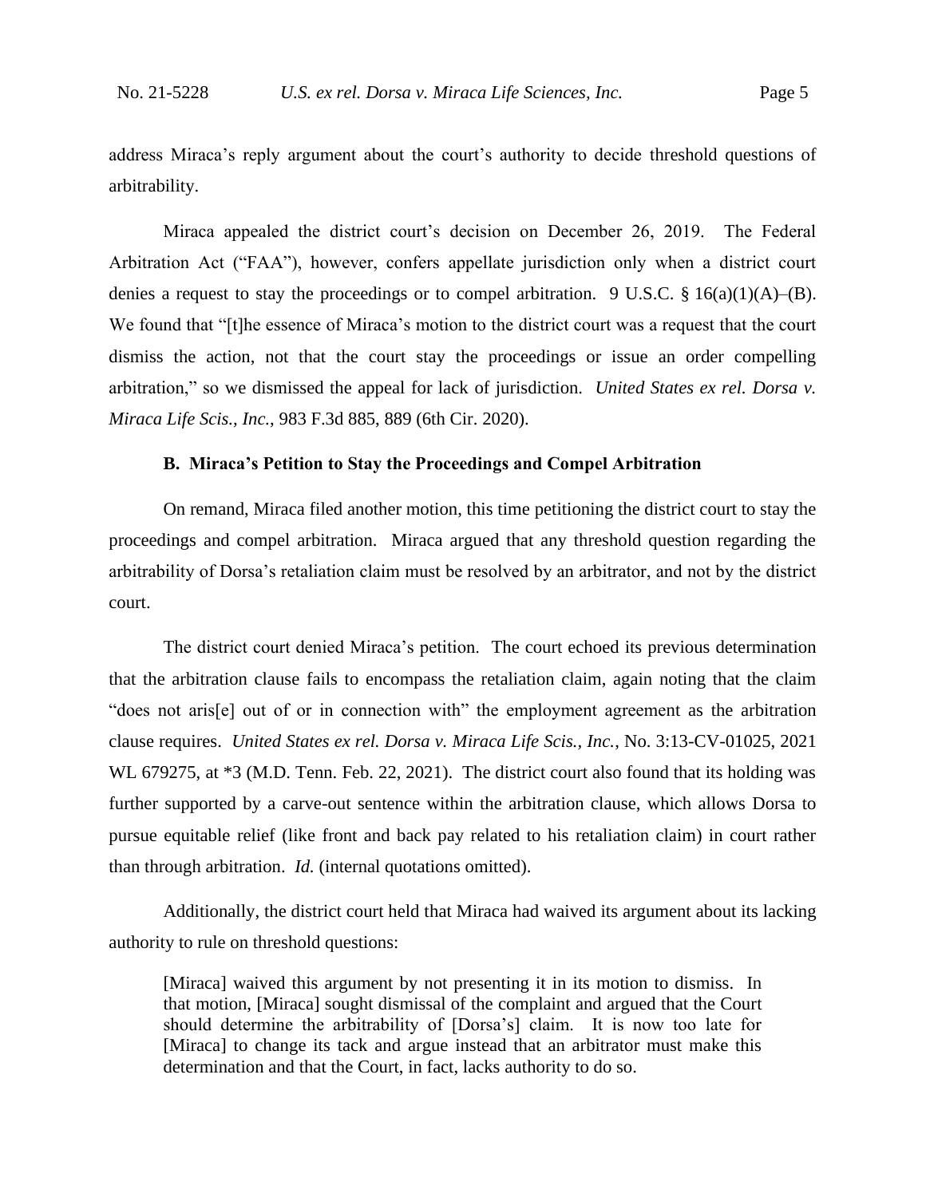address Miraca's reply argument about the court's authority to decide threshold questions of arbitrability.

Miraca appealed the district court's decision on December 26, 2019. The Federal Arbitration Act ("FAA"), however, confers appellate jurisdiction only when a district court denies a request to stay the proceedings or to compel arbitration. 9 U.S.C. § 16(a)(1)(A)–(B). We found that "[t]he essence of Miraca's motion to the district court was a request that the court dismiss the action, not that the court stay the proceedings or issue an order compelling arbitration," so we dismissed the appeal for lack of jurisdiction. *United States ex rel. Dorsa v. Miraca Life Scis., Inc.*, 983 F.3d 885, 889 (6th Cir. 2020).

### B. Miraca's Petition to Stay the Proceedings and Compel Arbitration

On remand, Miraca filed another motion, this time petitioning the district court to stay the proceedings and compel arbitration. Miraca argued that any threshold question regarding the arbitrability of Dorsa's retaliation claim must be resolved by an arbitrator, and not by the district court.

The district court denied Miraca's petition. The court echoed its previous determination that the arbitration clause fails to encompass the retaliation claim, again noting that the claim "does not aris[e] out of or in connection with" the employment agreement as the arbitration clause requires. *United States ex rel. Dorsa v. Miraca Life Scis., Inc.*, No. 3:13-CV-01025, 2021 WL 679275, at *3 (M.D. Tenn. Feb. 22, 2021). The district court also found that its holding was further supported by a carve-out sentence within the arbitration clause, which allows Dorsa to pursue equitable relief (like front and back pay related to his retaliation claim) in court rather than through arbitration. *Id.* (internal quotations omitted).

Additionally, the district court held that Miraca had waived its argument about its lacking authority to rule on threshold questions:

> [Miraca] waived this argument by not presenting it in its motion to dismiss. In that motion, [Miraca] sought dismissal of the complaint and argued that the Court should determine the arbitrability of [Dorsa's] claim. It is now too late for [Miraca] to change its tack and argue instead that an arbitrator must make this determination and that the Court, in fact, lacks authority to do so.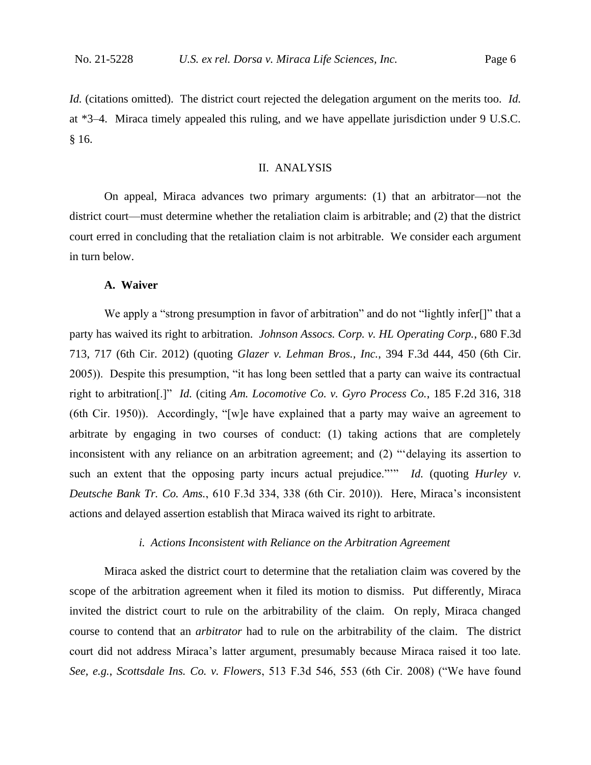*Id.* (citations omitted). The district court rejected the delegation argument on the merits too. *Id.* at *3–4. Miraca timely appealed this ruling, and we have appellate jurisdiction under 9 U.S.C. § 16.

## II. ANALYSIS

On appeal, Miraca advances two primary arguments: (1) that an arbitrator—not the district court—must determine whether the retaliation claim is arbitrable; and (2) that the district court erred in concluding that the retaliation claim is not arbitrable. We consider each argument in turn below.

### A. Waiver

We apply a "strong presumption in favor of arbitration" and do not "lightly infer[]" that a party has waived its right to arbitration. *Johnson Assocs. Corp. v. HL Operating Corp.*, 680 F.3d 713, 717 (6th Cir. 2012) (quoting *Glazer v. Lehman Bros., Inc.*, 394 F.3d 444, 450 (6th Cir. 2005)). Despite this presumption, "it has long been settled that a party can waive its contractual right to arbitration[.]" *Id.* (citing *Am. Locomotive Co. v. Gyro Process Co.*, 185 F.2d 316, 318 (6th Cir. 1950)). Accordingly, "[w]e have explained that a party may waive an agreement to arbitrate by engaging in two courses of conduct: (1) taking actions that are completely inconsistent with any reliance on an arbitration agreement; and (2) "'delaying its assertion to such an extent that the opposing party incurs actual prejudice."'" *Id.* (quoting *Hurley v. Deutsche Bank Tr. Co. Ams.*, 610 F.3d 334, 338 (6th Cir. 2010)). Here, Miraca's inconsistent actions and delayed assertion establish that Miraca waived its right to arbitrate.

#### *i. Actions Inconsistent with Reliance on the Arbitration Agreement*

Miraca asked the district court to determine that the retaliation claim was covered by the scope of the arbitration agreement when it filed its motion to dismiss. Put differently, Miraca invited the district court to rule on the arbitrability of the claim. On reply, Miraca changed course to contend that an *arbitrator* had to rule on the arbitrability of the claim. The district court did not address Miraca's latter argument, presumably because Miraca raised it too late. *See, e.g.*, *Scottsdale Ins. Co. v. Flowers*, 513 F.3d 546, 553 (6th Cir. 2008) ("We have found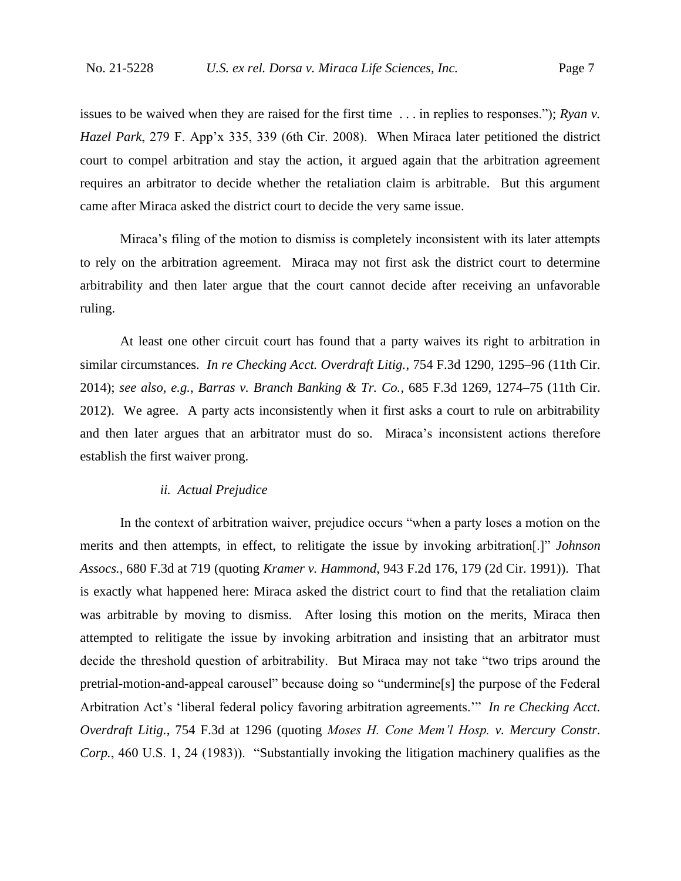issues to be waived when they are raised for the first time . . . in replies to responses."); *Ryan v. Hazel Park*, 279 F. App'x 335, 339 (6th Cir. 2008). When Miraca later petitioned the district court to compel arbitration and stay the action, it argued again that the arbitration agreement requires an arbitrator to decide whether the retaliation claim is arbitrable. But this argument came after Miraca asked the district court to decide the very same issue.

Miraca's filing of the motion to dismiss is completely inconsistent with its later attempts to rely on the arbitration agreement. Miraca may not first ask the district court to determine arbitrability and then later argue that the court cannot decide after receiving an unfavorable ruling.

At least one other circuit court has found that a party waives its right to arbitration in similar circumstances. *In re Checking Acct. Overdraft Litig.*, 754 F.3d 1290, 1295–96 (11th Cir. 2014); *see also, e.g.*, *Barras v. Branch Banking & Tr. Co.*, 685 F.3d 1269, 1274–75 (11th Cir. 2012). We agree. A party acts inconsistently when it first asks a court to rule on arbitrability and then later argues that an arbitrator must do so. Miraca's inconsistent actions therefore establish the first waiver prong.

*ii. Actual Prejudice*

In the context of arbitration waiver, prejudice occurs "when a party loses a motion on the merits and then attempts, in effect, to relitigate the issue by invoking arbitration[.]" *Johnson Assocs.*, 680 F.3d at 719 (quoting *Kramer v. Hammond*, 943 F.2d 176, 179 (2d Cir. 1991)). That is exactly what happened here: Miraca asked the district court to find that the retaliation claim was arbitrable by moving to dismiss. After losing this motion on the merits, Miraca then attempted to relitigate the issue by invoking arbitration and insisting that an arbitrator must decide the threshold question of arbitrability. But Miraca may not take "two trips around the pretrial-motion-and-appeal carousel" because doing so "undermine[s] the purpose of the Federal Arbitration Act's 'liberal federal policy favoring arbitration agreements.'" *In re Checking Acct. Overdraft Litig.*, 754 F.3d at 1296 (quoting *Moses H. Cone Mem'l Hosp. v. Mercury Constr. Corp.*, 460 U.S. 1, 24 (1983)). "Substantially invoking the litigation machinery qualifies as the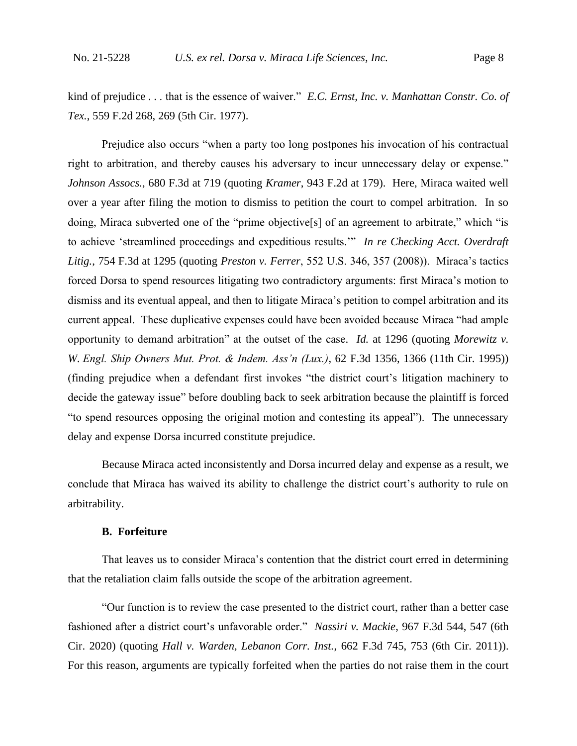kind of prejudice . . . that is the essence of waiver." *E.C. Ernst, Inc. v. Manhattan Constr. Co. of Tex.*, 559 F.2d 268, 269 (5th Cir. 1977).

Prejudice also occurs "when a party too long postpones his invocation of his contractual right to arbitration, and thereby causes his adversary to incur unnecessary delay or expense." *Johnson Assocs.*, 680 F.3d at 719 (quoting *Kramer*, 943 F.2d at 179). Here, Miraca waited well over a year after filing the motion to dismiss to petition the court to compel arbitration. In so doing, Miraca subverted one of the "prime objective[s] of an agreement to arbitrate," which "is to achieve 'streamlined proceedings and expeditious results.'" *In re Checking Acct. Overdraft Litig.*, 754 F.3d at 1295 (quoting *Preston v. Ferrer*, 552 U.S. 346, 357 (2008)). Miraca's tactics forced Dorsa to spend resources litigating two contradictory arguments: first Miraca's motion to dismiss and its eventual appeal, and then to litigate Miraca's petition to compel arbitration and its current appeal. These duplicative expenses could have been avoided because Miraca "had ample opportunity to demand arbitration" at the outset of the case. *Id.* at 1296 (quoting *Morewitz v. W. Engl. Ship Owners Mut. Prot. & Indem. Ass'n (Lux.)*, 62 F.3d 1356, 1366 (11th Cir. 1995)) (finding prejudice when a defendant first invokes "the district court's litigation machinery to decide the gateway issue" before doubling back to seek arbitration because the plaintiff is forced "to spend resources opposing the original motion and contesting its appeal"). The unnecessary delay and expense Dorsa incurred constitute prejudice.

Because Miraca acted inconsistently and Dorsa incurred delay and expense as a result, we conclude that Miraca has waived its ability to challenge the district court's authority to rule on arbitrability.

### B. Forfeiture

That leaves us to consider Miraca's contention that the district court erred in determining that the retaliation claim falls outside the scope of the arbitration agreement.

"Our function is to review the case presented to the district court, rather than a better case fashioned after a district court's unfavorable order." *Nassiri v. Mackie*, 967 F.3d 544, 547 (6th Cir. 2020) (quoting *Hall v. Warden, Lebanon Corr. Inst.*, 662 F.3d 745, 753 (6th Cir. 2011)). For this reason, arguments are typically forfeited when the parties do not raise them in the court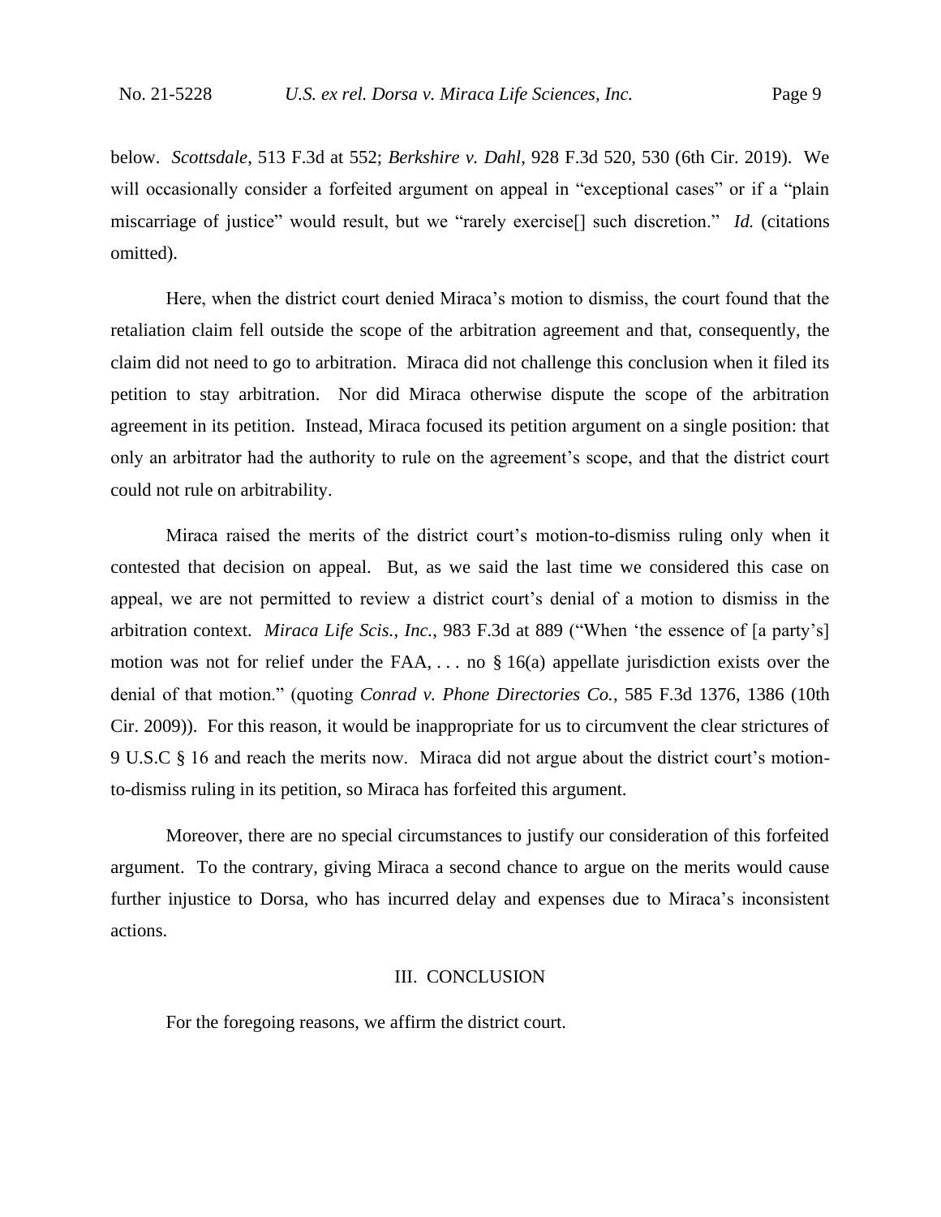below. *Scottsdale*, 513 F.3d at 552; *Berkshire v. Dahl*, 928 F.3d 520, 530 (6th Cir. 2019). We will occasionally consider a forfeited argument on appeal in "exceptional cases" or if a "plain miscarriage of justice" would result, but we "rarely exercise[] such discretion." *Id.* (citations omitted).

Here, when the district court denied Miraca's motion to dismiss, the court found that the retaliation claim fell outside the scope of the arbitration agreement and that, consequently, the claim did not need to go to arbitration. Miraca did not challenge this conclusion when it filed its petition to stay arbitration. Nor did Miraca otherwise dispute the scope of the arbitration agreement in its petition. Instead, Miraca focused its petition argument on a single position: that only an arbitrator had the authority to rule on the agreement's scope, and that the district court could not rule on arbitrability.

Miraca raised the merits of the district court's motion-to-dismiss ruling only when it contested that decision on appeal. But, as we said the last time we considered this case on appeal, we are not permitted to review a district court's denial of a motion to dismiss in the arbitration context. *Miraca Life Scis., Inc.*, 983 F.3d at 889 ("When 'the essence of [a party's] motion was not for relief under the FAA, . . . no § 16(a) appellate jurisdiction exists over the denial of that motion." (quoting *Conrad v. Phone Directories Co.*, 585 F.3d 1376, 1386 (10th Cir. 2009)). For this reason, it would be inappropriate for us to circumvent the clear strictures of 9 U.S.C § 16 and reach the merits now. Miraca did not argue about the district court's motion-to-dismiss ruling in its petition, so Miraca has forfeited this argument.

Moreover, there are no special circumstances to justify our consideration of this forfeited argument. To the contrary, giving Miraca a second chance to argue on the merits would cause further injustice to Dorsa, who has incurred delay and expenses due to Miraca's inconsistent actions.

## III. CONCLUSION

For the foregoing reasons, we affirm the district court.